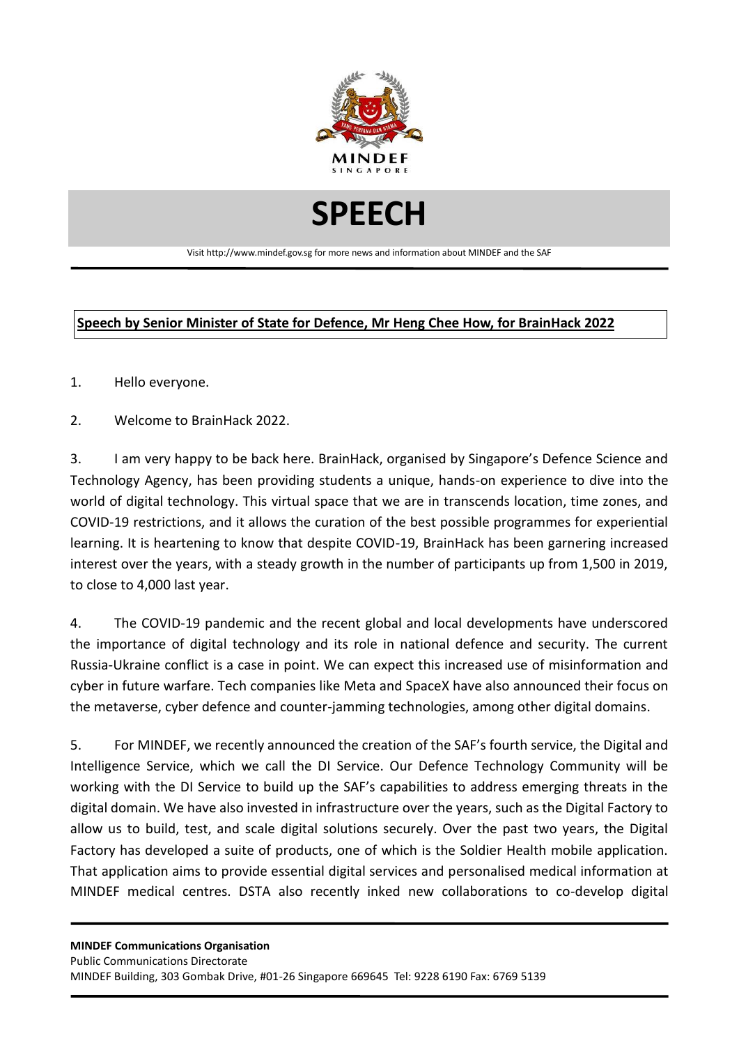# SPEECH

Visit http://www.mindef.gov.sg for more news and information about MINDEF and the SAF

**Speech by Senior Minister of State for Defence, Mr Heng Chee How, for BrainHack 2022**

1. Hello everyone.

2. Welcome to BrainHack 2022.

3. I am very happy to be back here. BrainHack, organised by Singapore's Defence Science and Technology Agency, has been providing students a unique, hands-on experience to dive into the world of digital technology. This virtual space that we are in transcends location, time zones, and COVID-19 restrictions, and it allows the curation of the best possible programmes for experiential learning. It is heartening to know that despite COVID-19, BrainHack has been garnering increased interest over the years, with a steady growth in the number of participants up from 1,500 in 2019, to close to 4,000 last year.

4. The COVID-19 pandemic and the recent global and local developments have underscored the importance of digital technology and its role in national defence and security. The current Russia-Ukraine conflict is a case in point. We can expect this increased use of misinformation and cyber in future warfare. Tech companies like Meta and SpaceX have also announced their focus on the metaverse, cyber defence and counter-jamming technologies, among other digital domains.

5. For MINDEF, we recently announced the creation of the SAF's fourth service, the Digital and Intelligence Service, which we call the DI Service. Our Defence Technology Community will be working with the DI Service to build up the SAF's capabilities to address emerging threats in the digital domain. We have also invested in infrastructure over the years, such as the Digital Factory to allow us to build, test, and scale digital solutions securely. Over the past two years, the Digital Factory has developed a suite of products, one of which is the Soldier Health mobile application. That application aims to provide essential digital services and personalised medical information at MINDEF medical centres. DSTA also recently inked new collaborations to co-develop digital

**MINDEF Communications Organisation**
Public Communications Directorate
MINDEF Building, 303 Gombak Drive, #01-26 Singapore 669645 Tel: 9228 6190 Fax: 6769 5139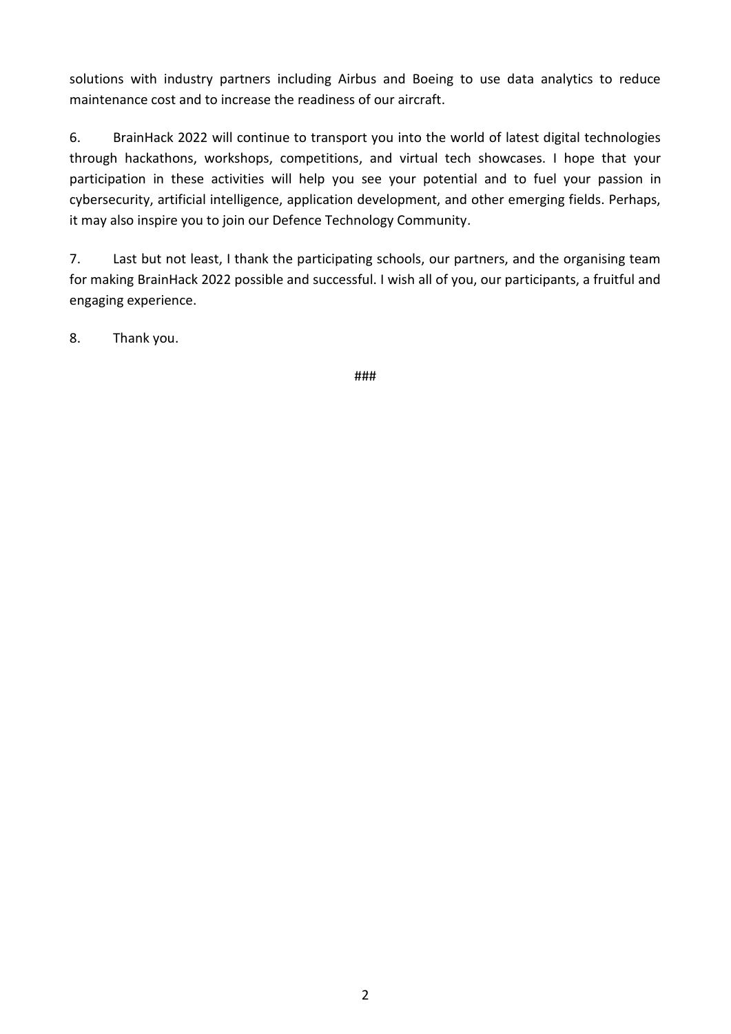solutions with industry partners including Airbus and Boeing to use data analytics to reduce maintenance cost and to increase the readiness of our aircraft.

6. BrainHack 2022 will continue to transport you into the world of latest digital technologies through hackathons, workshops, competitions, and virtual tech showcases. I hope that your participation in these activities will help you see your potential and to fuel your passion in cybersecurity, artificial intelligence, application development, and other emerging fields. Perhaps, it may also inspire you to join our Defence Technology Community.

7. Last but not least, I thank the participating schools, our partners, and the organising team for making BrainHack 2022 possible and successful. I wish all of you, our participants, a fruitful and engaging experience.

8. Thank you.

###